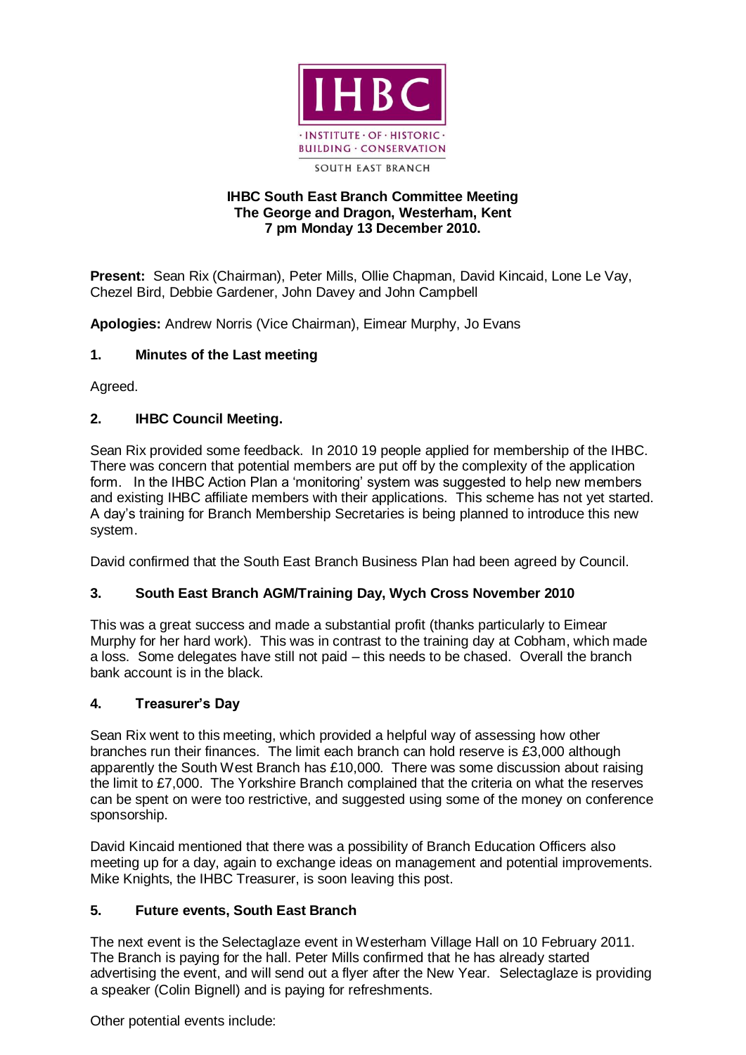IHBC

· INSTITUTE · OF · HISTORIC ·
BUILDING · CONSERVATION

SOUTH EAST BRANCH

**IHBC South East Branch Committee Meeting**
**The George and Dragon, Westerham, Kent**
**7 pm Monday 13 December 2010.**

**Present:** Sean Rix (Chairman), Peter Mills, Ollie Chapman, David Kincaid, Lone Le Vay, Chezel Bird, Debbie Gardener, John Davey and John Campbell

**Apologies:** Andrew Norris (Vice Chairman), Eimear Murphy, Jo Evans

## 1. Minutes of the Last meeting

Agreed.

## 2. IHBC Council Meeting.

Sean Rix provided some feedback. In 2010 19 people applied for membership of the IHBC. There was concern that potential members are put off by the complexity of the application form. In the IHBC Action Plan a 'monitoring' system was suggested to help new members and existing IHBC affiliate members with their applications. This scheme has not yet started. A day's training for Branch Membership Secretaries is being planned to introduce this new system.

David confirmed that the South East Branch Business Plan had been agreed by Council.

## 3. South East Branch AGM/Training Day, Wych Cross November 2010

This was a great success and made a substantial profit (thanks particularly to Eimear Murphy for her hard work). This was in contrast to the training day at Cobham, which made a loss. Some delegates have still not paid – this needs to be chased. Overall the branch bank account is in the black.

## 4. Treasurer's Day

Sean Rix went to this meeting, which provided a helpful way of assessing how other branches run their finances. The limit each branch can hold reserve is £3,000 although apparently the South West Branch has £10,000. There was some discussion about raising the limit to £7,000. The Yorkshire Branch complained that the criteria on what the reserves can be spent on were too restrictive, and suggested using some of the money on conference sponsorship.

David Kincaid mentioned that there was a possibility of Branch Education Officers also meeting up for a day, again to exchange ideas on management and potential improvements. Mike Knights, the IHBC Treasurer, is soon leaving this post.

## 5. Future events, South East Branch

The next event is the Selectaglaze event in Westerham Village Hall on 10 February 2011. The Branch is paying for the hall. Peter Mills confirmed that he has already started advertising the event, and will send out a flyer after the New Year. Selectaglaze is providing a speaker (Colin Bignell) and is paying for refreshments.

Other potential events include: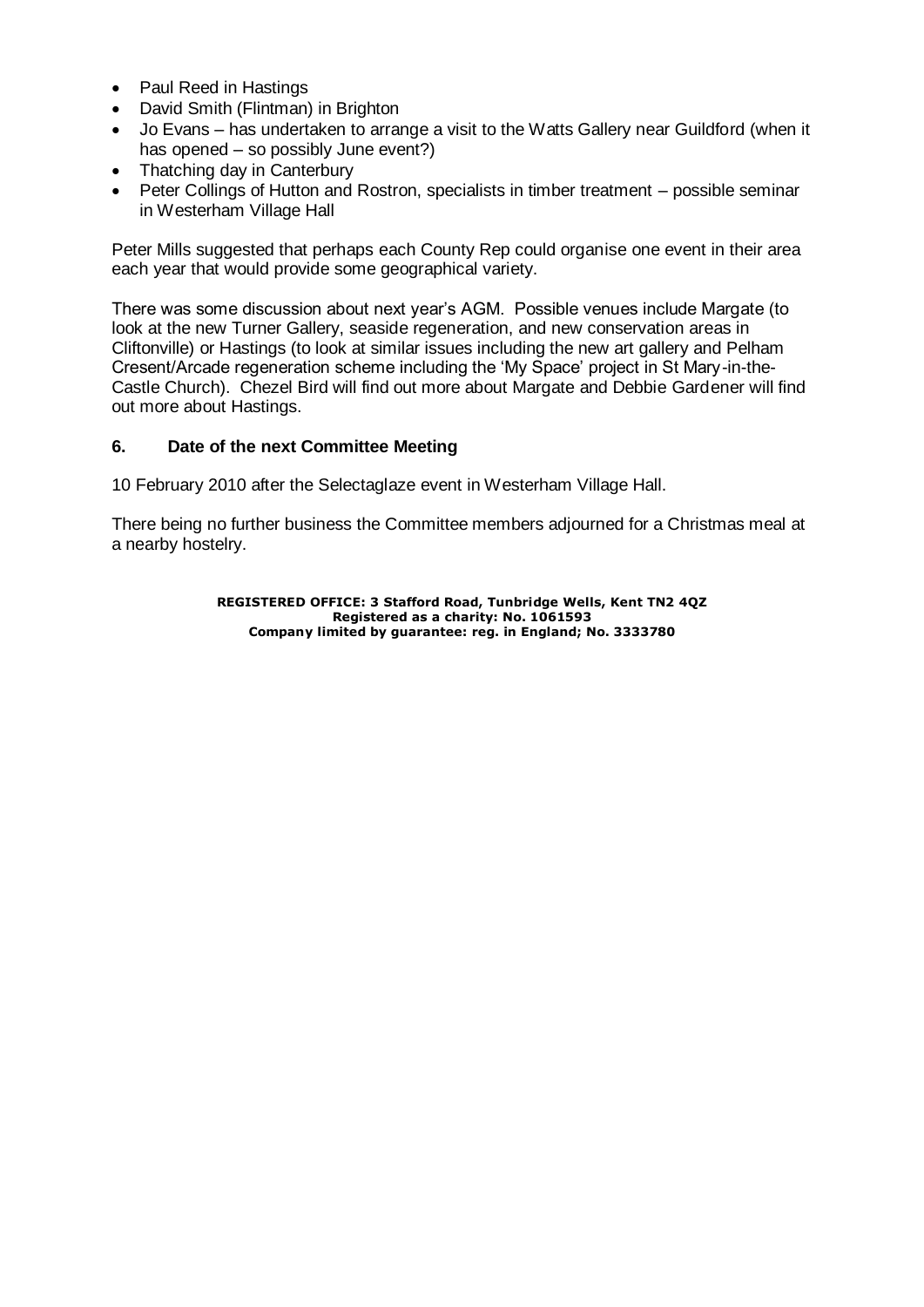- Paul Reed in Hastings
- David Smith (Flintman) in Brighton
- Jo Evans – has undertaken to arrange a visit to the Watts Gallery near Guildford (when it has opened – so possibly June event?)
- Thatching day in Canterbury
- Peter Collings of Hutton and Rostron, specialists in timber treatment – possible seminar in Westerham Village Hall

Peter Mills suggested that perhaps each County Rep could organise one event in their area each year that would provide some geographical variety.

There was some discussion about next year's AGM. Possible venues include Margate (to look at the new Turner Gallery, seaside regeneration, and new conservation areas in Cliftonville) or Hastings (to look at similar issues including the new art gallery and Pelham Cresent/Arcade regeneration scheme including the 'My Space' project in St Mary-in-the-Castle Church). Chezel Bird will find out more about Margate and Debbie Gardener will find out more about Hastings.

### 6. Date of the next Committee Meeting

10 February 2010 after the Selectaglaze event in Westerham Village Hall.

There being no further business the Committee members adjourned for a Christmas meal at a nearby hostelry.

**REGISTERED OFFICE: 3 Stafford Road, Tunbridge Wells, Kent TN2 4QZ**
**Registered as a charity: No. 1061593**
**Company limited by guarantee: reg. in England; No. 3333780**